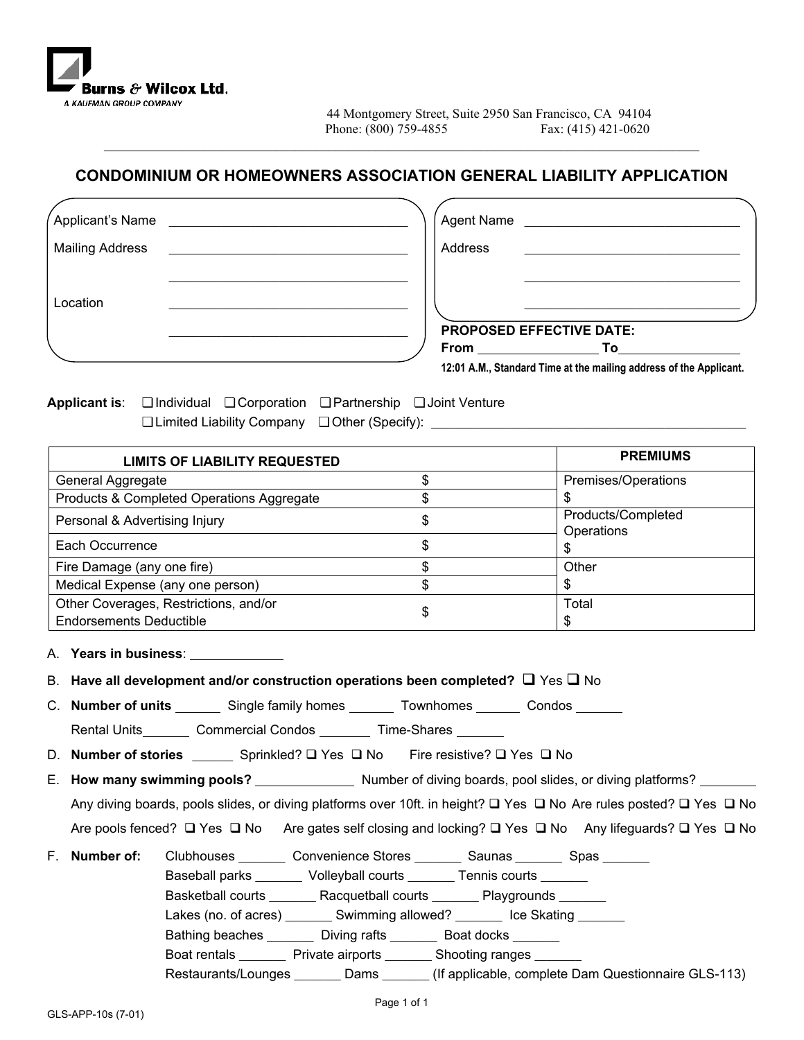**Burns & Wilcox Ltd.**
A KAUFMAN GROUP COMPANY

44 Montgomery Street, Suite 2950 San Francisco, CA 94104
Phone: (800) 759-4855 Fax: (415) 421-0620

## CONDOMINIUM OR HOMEOWNERS ASSOCIATION GENERAL LIABILITY APPLICATION

Applicant's Name ______________________________

Mailing Address ______________________________

______________________________

Location ______________________________

______________________________

Agent Name ______________________________

Address ______________________________

______________________________

______________________________

**PROPOSED EFFECTIVE DATE:**
**From** ______________ **To** ______________
**12:01 A.M., Standard Time at the mailing address of the Applicant.**

**Applicant is**: ❑ Individual ❑ Corporation ❑ Partnership ❑ Joint Venture
❑ Limited Liability Company ❑ Other (Specify): ______________________________

| LIMITS OF LIABILITY REQUESTED | | PREMIUMS |
|---|---|---|
| General Aggregate | $ | Premises/Operations |
| Products & Completed Operations Aggregate | $ | $ |
| Personal & Advertising Injury | $ | Products/Completed Operations |
| Each Occurrence | $ | $ |
| Fire Damage (any one fire) | $ | Other |
| Medical Expense (any one person) | $ | $ |
| Other Coverages, Restrictions, and/or Endorsements Deductible | $ | Total $ |

A. **Years in business**: ____________

B. **Have all development and/or construction operations been completed?** ❑ Yes ❑ No

C. **Number of units** ______ Single family homes ______ Townhomes ______ Condos ______
Rental Units ______ Commercial Condos ______ Time-Shares ______

D. **Number of stories** ______ Sprinkled? ❑ Yes ❑ No Fire resistive? ❑ Yes ❑ No

E. **How many swimming pools?** ____________ Number of diving boards, pool slides, or diving platforms? ________
Any diving boards, pools slides, or diving platforms over 10ft. in height? ❑ Yes ❑ No Are rules posted? ❑ Yes ❑ No
Are pools fenced? ❑ Yes ❑ No Are gates self closing and locking? ❑ Yes ❑ No Any lifeguards? ❑ Yes ❑ No

F. **Number of:** Clubhouses ______ Convenience Stores ______ Saunas ______ Spas ______
Baseball parks ______ Volleyball courts ______ Tennis courts ______
Basketball courts ______ Racquetball courts ______ Playgrounds ______
Lakes (no. of acres) ______ Swimming allowed? ______ Ice Skating ______
Bathing beaches ______ Diving rafts ______ Boat docks ______
Boat rentals ______ Private airports ______ Shooting ranges ______
Restaurants/Lounges ______ Dams ______ (If applicable, complete Dam Questionnaire GLS-113)

GLS-APP-10s (7-01)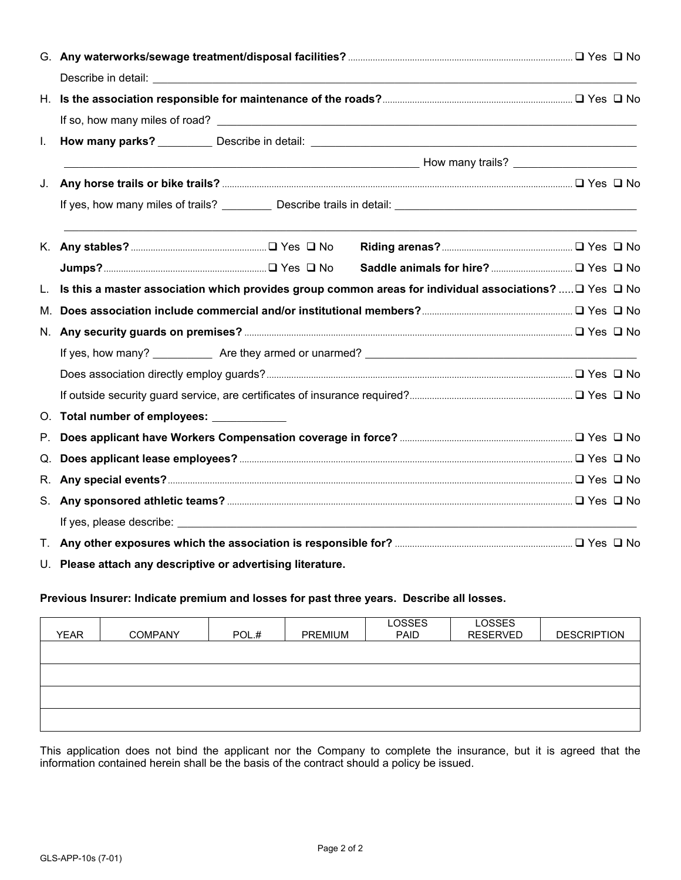G. **Any waterworks/sewage treatment/disposal facilities?** ☐ Yes ☐ No

Describe in detail: ______________________________

H. **Is the association responsible for maintenance of the roads?** ☐ Yes ☐ No

If so, how many miles of road? ______________________________

I. **How many parks?** _________ Describe in detail: ______________________________

______________________________ How many trails? ____________________

J. **Any horse trails or bike trails?** ☐ Yes ☐ No

If yes, how many miles of trails? ________ Describe trails in detail: ______________________________

______________________________

K. **Any stables?** ☐ Yes ☐ No **Riding arenas?** ☐ Yes ☐ No

**Jumps?** ☐ Yes ☐ No **Saddle animals for hire?** ☐ Yes ☐ No

L. **Is this a master association which provides group common areas for individual associations?** ☐ Yes ☐ No

M. **Does association include commercial and/or institutional members?** ☐ Yes ☐ No

N. **Any security guards on premises?** ☐ Yes ☐ No

If yes, how many? __________ Are they armed or unarmed? ______________________________

Does association directly employ guards? ☐ Yes ☐ No

If outside security guard service, are certificates of insurance required? ☐ Yes ☐ No

O. **Total number of employees:** ____________

P. **Does applicant have Workers Compensation coverage in force?** ☐ Yes ☐ No

Q. **Does applicant lease employees?** ☐ Yes ☐ No

R. **Any special events?** ☐ Yes ☐ No

S. **Any sponsored athletic teams?** ☐ Yes ☐ No

If yes, please describe: ______________________________

T. **Any other exposures which the association is responsible for?** ☐ Yes ☐ No

U. **Please attach any descriptive or advertising literature.**

**Previous Insurer: Indicate premium and losses for past three years. Describe all losses.**

| YEAR | COMPANY | POL.# | PREMIUM | LOSSES PAID | LOSSES RESERVED | DESCRIPTION |
|---|---|---|---|---|---|---|
| | | | | | | |
| | | | | | | |
| | | | | | | |
| | | | | | | |

This application does not bind the applicant nor the Company to complete the insurance, but it is agreed that the information contained herein shall be the basis of the contract should a policy be issued.

GLS-APP-10s (7-01)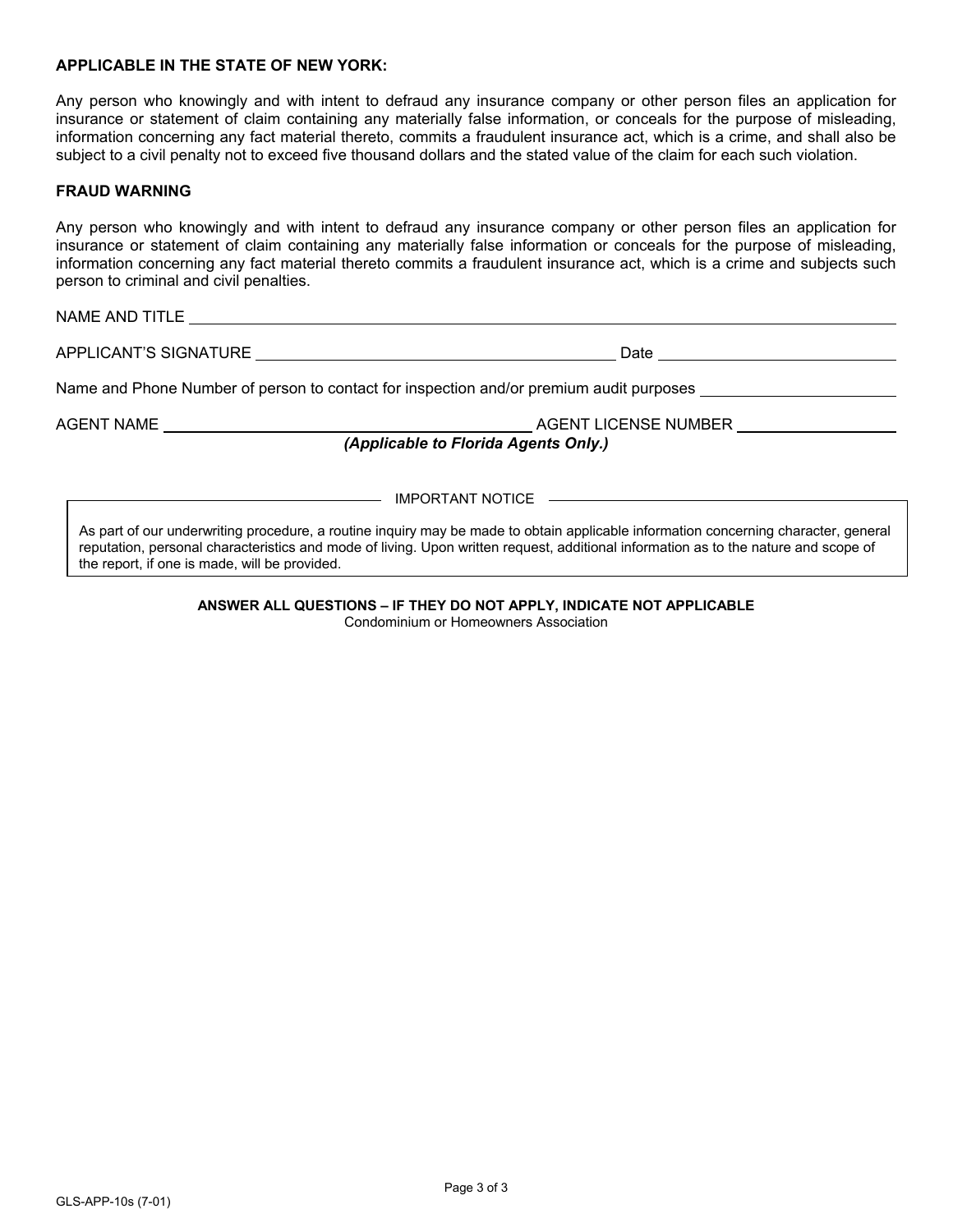**APPLICABLE IN THE STATE OF NEW YORK:**

Any person who knowingly and with intent to defraud any insurance company or other person files an application for insurance or statement of claim containing any materially false information, or conceals for the purpose of misleading, information concerning any fact material thereto, commits a fraudulent insurance act, which is a crime, and shall also be subject to a civil penalty not to exceed five thousand dollars and the stated value of the claim for each such violation.

**FRAUD WARNING**

Any person who knowingly and with intent to defraud any insurance company or other person files an application for insurance or statement of claim containing any materially false information or conceals for the purpose of misleading, information concerning any fact material thereto commits a fraudulent insurance act, which is a crime and subjects such person to criminal and civil penalties.

NAME AND TITLE ____________________________________________

APPLICANT'S SIGNATURE ______________________________ Date ____________________

Name and Phone Number of person to contact for inspection and/or premium audit purposes ____________________

AGENT NAME ______________________________ AGENT LICENSE NUMBER ____________________

*(Applicable to Florida Agents Only.)*

IMPORTANT NOTICE

As part of our underwriting procedure, a routine inquiry may be made to obtain applicable information concerning character, general reputation, personal characteristics and mode of living. Upon written request, additional information as to the nature and scope of the report, if one is made, will be provided.

**ANSWER ALL QUESTIONS – IF THEY DO NOT APPLY, INDICATE NOT APPLICABLE**

Condominium or Homeowners Association

GLS-APP-10s (7-01)